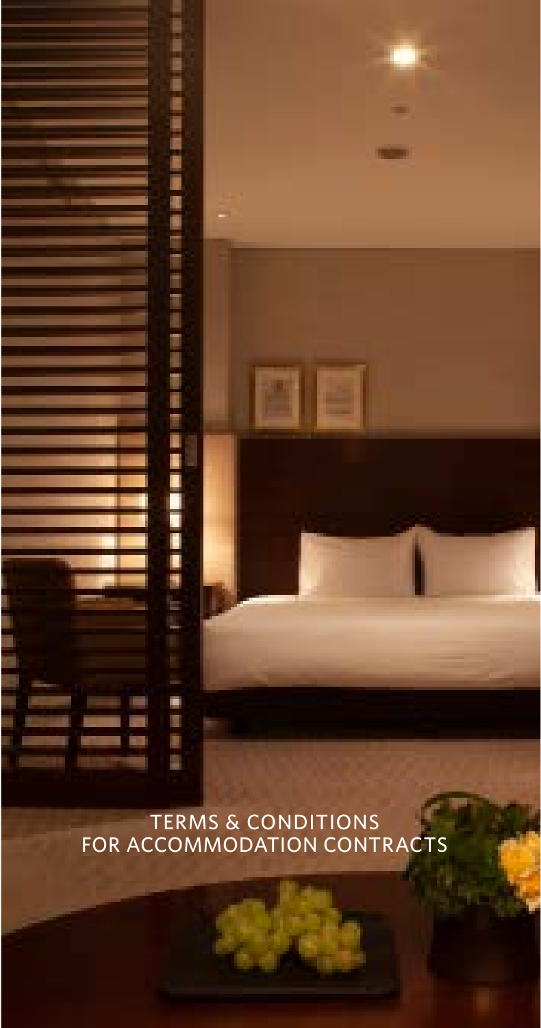# TERMS & CONDITIONS FOR ACCOMMODATION CONTRACTS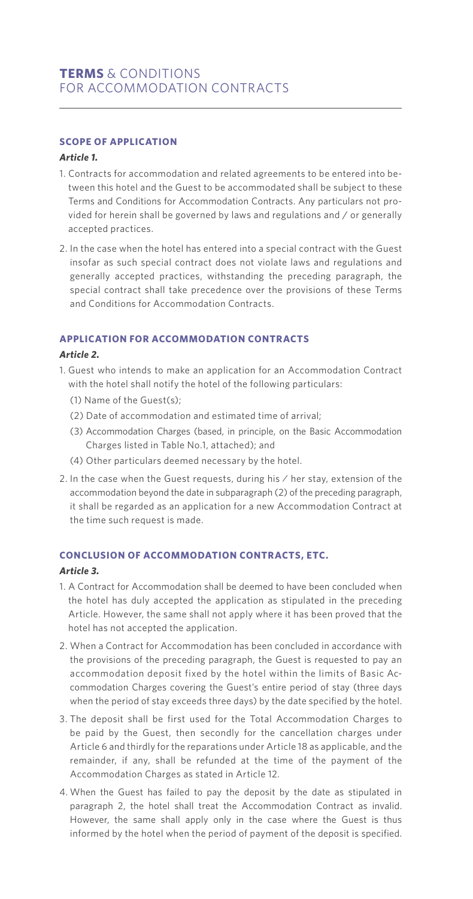# **TERMS** & CONDITIONS FOR ACCOMMODATION CONTRACTS

### **SCOPE OF APPLICATION**

***Article 1.***

1. Contracts for accommodation and related agreements to be entered into between this hotel and the Guest to be accommodated shall be subject to these Terms and Conditions for Accommodation Contracts. Any particulars not provided for herein shall be governed by laws and regulations and / or generally accepted practices.
2. In the case when the hotel has entered into a special contract with the Guest insofar as such special contract does not violate laws and regulations and generally accepted practices, withstanding the preceding paragraph, the special contract shall take precedence over the provisions of these Terms and Conditions for Accommodation Contracts.

### **APPLICATION FOR ACCOMMODATION CONTRACTS**

***Article 2.***

1. Guest who intends to make an application for an Accommodation Contract with the hotel shall notify the hotel of the following particulars:
   (1) Name of the Guest(s);
   (2) Date of accommodation and estimated time of arrival;
   (3) Accommodation Charges (based, in principle, on the Basic Accommodation Charges listed in Table No.1, attached); and
   (4) Other particulars deemed necessary by the hotel.
2. In the case when the Guest requests, during his / her stay, extension of the accommodation beyond the date in subparagraph (2) of the preceding paragraph, it shall be regarded as an application for a new Accommodation Contract at the time such request is made.

### **CONCLUSION OF ACCOMMODATION CONTRACTS, ETC.**

***Article 3.***

1. A Contract for Accommodation shall be deemed to have been concluded when the hotel has duly accepted the application as stipulated in the preceding Article. However, the same shall not apply where it has been proved that the hotel has not accepted the application.
2. When a Contract for Accommodation has been concluded in accordance with the provisions of the preceding paragraph, the Guest is requested to pay an accommodation deposit fixed by the hotel within the limits of Basic Accommodation Charges covering the Guest's entire period of stay (three days when the period of stay exceeds three days) by the date specified by the hotel.
3. The deposit shall be first used for the Total Accommodation Charges to be paid by the Guest, then secondly for the cancellation charges under Article 6 and thirdly for the reparations under Article 18 as applicable, and the remainder, if any, shall be refunded at the time of the payment of the Accommodation Charges as stated in Article 12.
4. When the Guest has failed to pay the deposit by the date as stipulated in paragraph 2, the hotel shall treat the Accommodation Contract as invalid. However, the same shall apply only in the case where the Guest is thus informed by the hotel when the period of payment of the deposit is specified.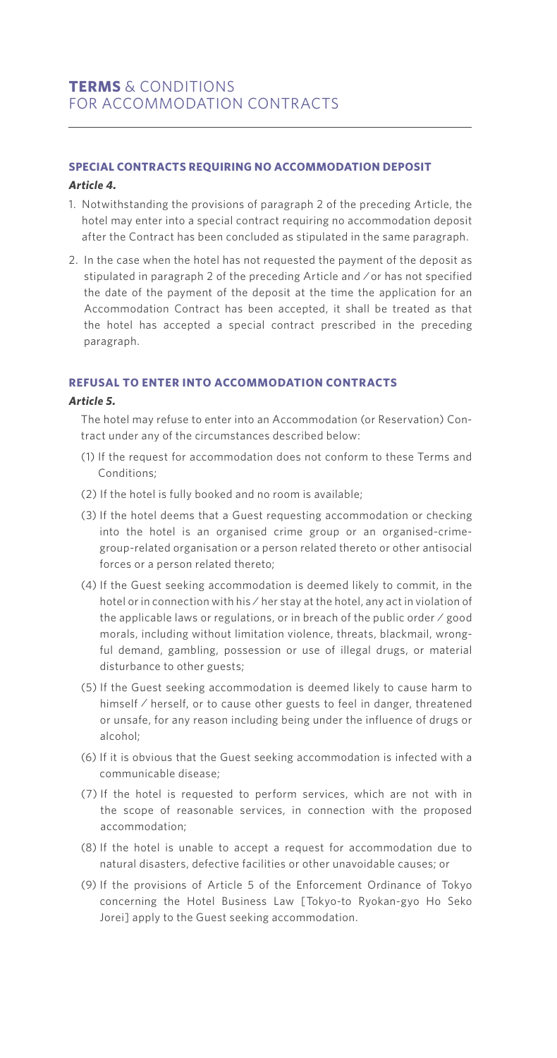# **TERMS** & CONDITIONS FOR ACCOMMODATION CONTRACTS

## SPECIAL CONTRACTS REQUIRING NO ACCOMMODATION DEPOSIT

***Article 4.***

1. Notwithstanding the provisions of paragraph 2 of the preceding Article, the hotel may enter into a special contract requiring no accommodation deposit after the Contract has been concluded as stipulated in the same paragraph.
2. In the case when the hotel has not requested the payment of the deposit as stipulated in paragraph 2 of the preceding Article and / or has not specified the date of the payment of the deposit at the time the application for an Accommodation Contract has been accepted, it shall be treated as that the hotel has accepted a special contract prescribed in the preceding paragraph.

## REFUSAL TO ENTER INTO ACCOMMODATION CONTRACTS

***Article 5.***

The hotel may refuse to enter into an Accommodation (or Reservation) Contract under any of the circumstances described below:

(1) If the request for accommodation does not conform to these Terms and Conditions;

(2) If the hotel is fully booked and no room is available;

(3) If the hotel deems that a Guest requesting accommodation or checking into the hotel is an organised crime group or an organised-crime-group-related organisation or a person related thereto or other antisocial forces or a person related thereto;

(4) If the Guest seeking accommodation is deemed likely to commit, in the hotel or in connection with his / her stay at the hotel, any act in violation of the applicable laws or regulations, or in breach of the public order / good morals, including without limitation violence, threats, blackmail, wrongful demand, gambling, possession or use of illegal drugs, or material disturbance to other guests;

(5) If the Guest seeking accommodation is deemed likely to cause harm to himself / herself, or to cause other guests to feel in danger, threatened or unsafe, for any reason including being under the influence of drugs or alcohol;

(6) If it is obvious that the Guest seeking accommodation is infected with a communicable disease;

(7) If the hotel is requested to perform services, which are not with in the scope of reasonable services, in connection with the proposed accommodation;

(8) If the hotel is unable to accept a request for accommodation due to natural disasters, defective facilities or other unavoidable causes; or

(9) If the provisions of Article 5 of the Enforcement Ordinance of Tokyo concerning the Hotel Business Law [Tokyo-to Ryokan-gyo Ho Seko Jorei] apply to the Guest seeking accommodation.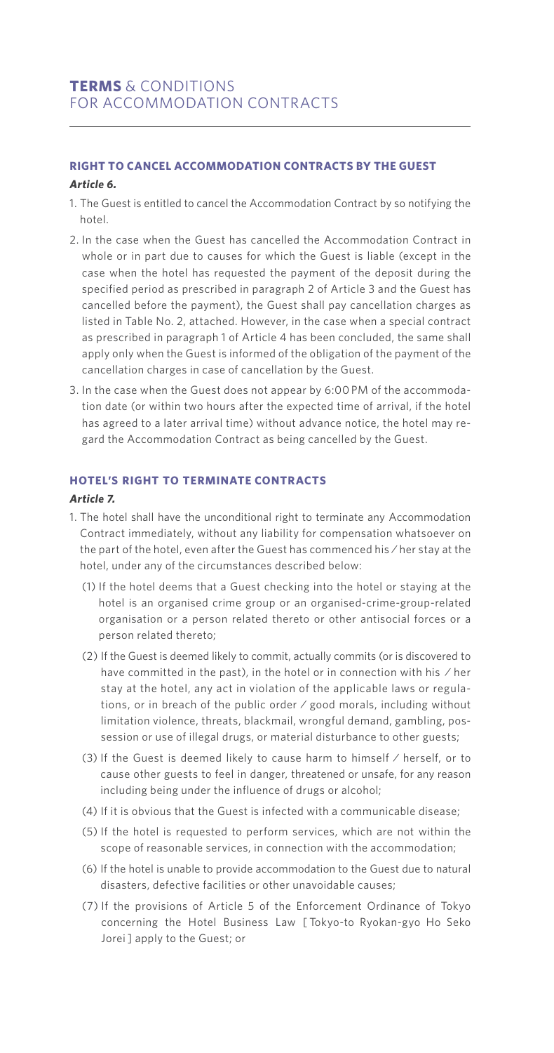# **TERMS** & CONDITIONS FOR ACCOMMODATION CONTRACTS

### **RIGHT TO CANCEL ACCOMMODATION CONTRACTS BY THE GUEST**

***Article 6.***

1. The Guest is entitled to cancel the Accommodation Contract by so notifying the hotel.
2. In the case when the Guest has cancelled the Accommodation Contract in whole or in part due to causes for which the Guest is liable (except in the case when the hotel has requested the payment of the deposit during the specified period as prescribed in paragraph 2 of Article 3 and the Guest has cancelled before the payment), the Guest shall pay cancellation charges as listed in Table No. 2, attached. However, in the case when a special contract as prescribed in paragraph 1 of Article 4 has been concluded, the same shall apply only when the Guest is informed of the obligation of the payment of the cancellation charges in case of cancellation by the Guest.
3. In the case when the Guest does not appear by 6:00 PM of the accommodation date (or within two hours after the expected time of arrival, if the hotel has agreed to a later arrival time) without advance notice, the hotel may regard the Accommodation Contract as being cancelled by the Guest.

### **HOTEL'S RIGHT TO TERMINATE CONTRACTS**

***Article 7.***

1. The hotel shall have the unconditional right to terminate any Accommodation Contract immediately, without any liability for compensation whatsoever on the part of the hotel, even after the Guest has commenced his ⁄ her stay at the hotel, under any of the circumstances described below:
   (1) If the hotel deems that a Guest checking into the hotel or staying at the hotel is an organised crime group or an organised-crime-group-related organisation or a person related thereto or other antisocial forces or a person related thereto;
   (2) If the Guest is deemed likely to commit, actually commits (or is discovered to have committed in the past), in the hotel or in connection with his ⁄ her stay at the hotel, any act in violation of the applicable laws or regulations, or in breach of the public order ⁄ good morals, including without limitation violence, threats, blackmail, wrongful demand, gambling, possession or use of illegal drugs, or material disturbance to other guests;
   (3) If the Guest is deemed likely to cause harm to himself ⁄ herself, or to cause other guests to feel in danger, threatened or unsafe, for any reason including being under the influence of drugs or alcohol;
   (4) If it is obvious that the Guest is infected with a communicable disease;
   (5) If the hotel is requested to perform services, which are not within the scope of reasonable services, in connection with the accommodation;
   (6) If the hotel is unable to provide accommodation to the Guest due to natural disasters, defective facilities or other unavoidable causes;
   (7) If the provisions of Article 5 of the Enforcement Ordinance of Tokyo concerning the Hotel Business Law [ Tokyo-to Ryokan-gyo Ho Seko Jorei ] apply to the Guest; or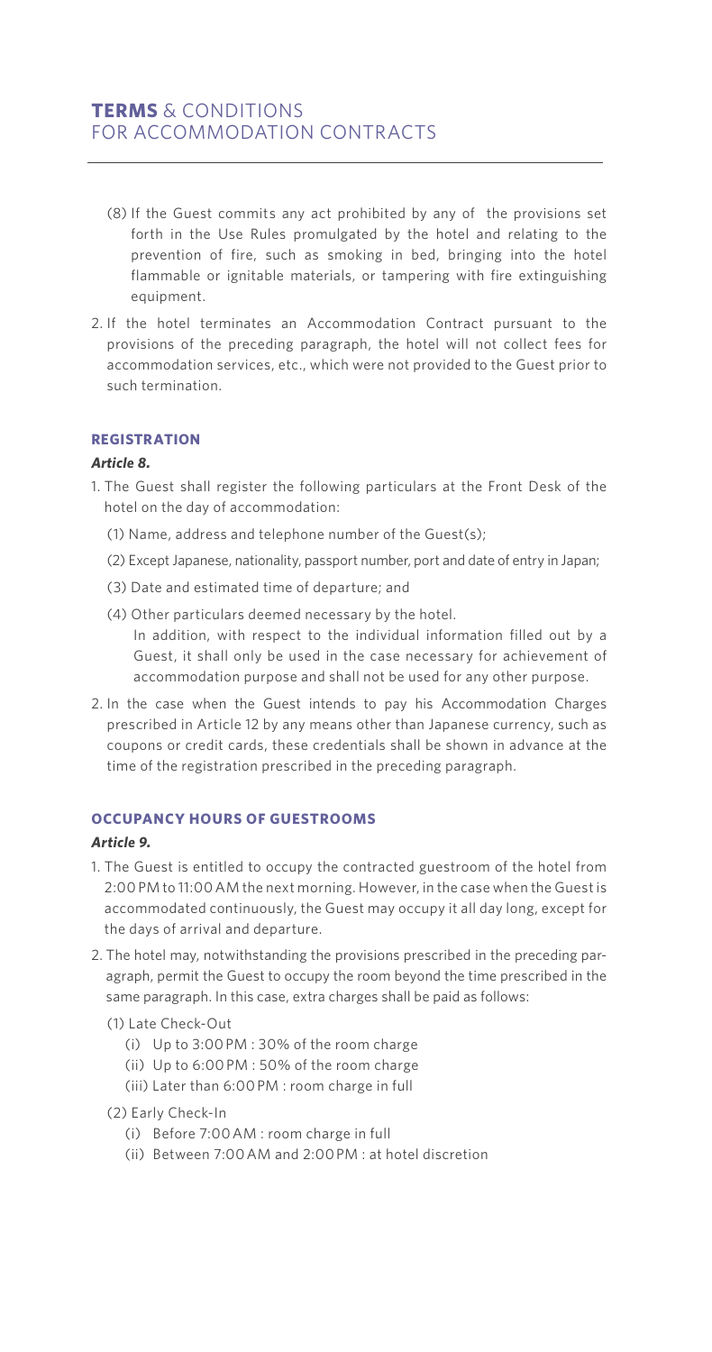# **TERMS** & CONDITIONS FOR ACCOMMODATION CONTRACTS

(8) If the Guest commits any act prohibited by any of the provisions set forth in the Use Rules promulgated by the hotel and relating to the prevention of fire, such as smoking in bed, bringing into the hotel flammable or ignitable materials, or tampering with fire extinguishing equipment.

2. If the hotel terminates an Accommodation Contract pursuant to the provisions of the preceding paragraph, the hotel will not collect fees for accommodation services, etc., which were not provided to the Guest prior to such termination.

## **REGISTRATION**

***Article 8.***

1. The Guest shall register the following particulars at the Front Desk of the hotel on the day of accommodation:

   (1) Name, address and telephone number of the Guest(s);

   (2) Except Japanese, nationality, passport number, port and date of entry in Japan;

   (3) Date and estimated time of departure; and

   (4) Other particulars deemed necessary by the hotel.
   In addition, with respect to the individual information filled out by a Guest, it shall only be used in the case necessary for achievement of accommodation purpose and shall not be used for any other purpose.

2. In the case when the Guest intends to pay his Accommodation Charges prescribed in Article 12 by any means other than Japanese currency, such as coupons or credit cards, these credentials shall be shown in advance at the time of the registration prescribed in the preceding paragraph.

## **OCCUPANCY HOURS OF GUESTROOMS**

***Article 9.***

1. The Guest is entitled to occupy the contracted guestroom of the hotel from 2:00 PM to 11:00 AM the next morning. However, in the case when the Guest is accommodated continuously, the Guest may occupy it all day long, except for the days of arrival and departure.

2. The hotel may, notwithstanding the provisions prescribed in the preceding paragraph, permit the Guest to occupy the room beyond the time prescribed in the same paragraph. In this case, extra charges shall be paid as follows:

   (1) Late Check-Out
      (i) Up to 3:00 PM : 30% of the room charge
      (ii) Up to 6:00 PM : 50% of the room charge
      (iii) Later than 6:00 PM : room charge in full

   (2) Early Check-In
      (i) Before 7:00 AM : room charge in full
      (ii) Between 7:00 AM and 2:00 PM : at hotel discretion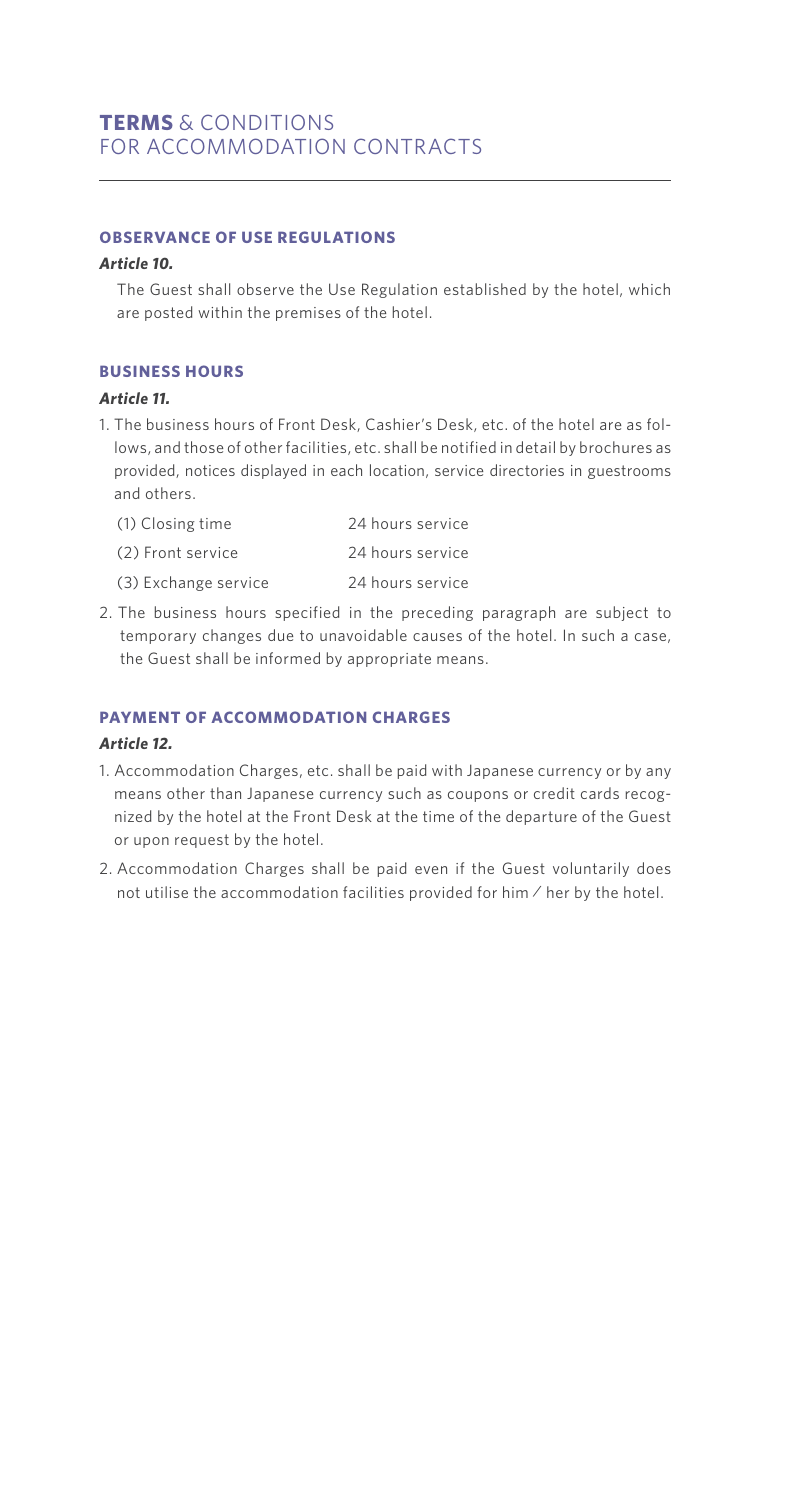# **TERMS** & CONDITIONS FOR ACCOMMODATION CONTRACTS

### OBSERVANCE OF USE REGULATIONS

***Article 10.***

The Guest shall observe the Use Regulation established by the hotel, which are posted within the premises of the hotel.

### BUSINESS HOURS

***Article 11.***

1. The business hours of Front Desk, Cashier's Desk, etc. of the hotel are as follows, and those of other facilities, etc. shall be notified in detail by brochures as provided, notices displayed in each location, service directories in guestrooms and others.

   | | |
   |---|---|
   | (1) Closing time | 24 hours service |
   | (2) Front service | 24 hours service |
   | (3) Exchange service | 24 hours service |

2. The business hours specified in the preceding paragraph are subject to temporary changes due to unavoidable causes of the hotel. In such a case, the Guest shall be informed by appropriate means.

### PAYMENT OF ACCOMMODATION CHARGES

***Article 12.***

1. Accommodation Charges, etc. shall be paid with Japanese currency or by any means other than Japanese currency such as coupons or credit cards recognized by the hotel at the Front Desk at the time of the departure of the Guest or upon request by the hotel.
2. Accommodation Charges shall be paid even if the Guest voluntarily does not utilise the accommodation facilities provided for him / her by the hotel.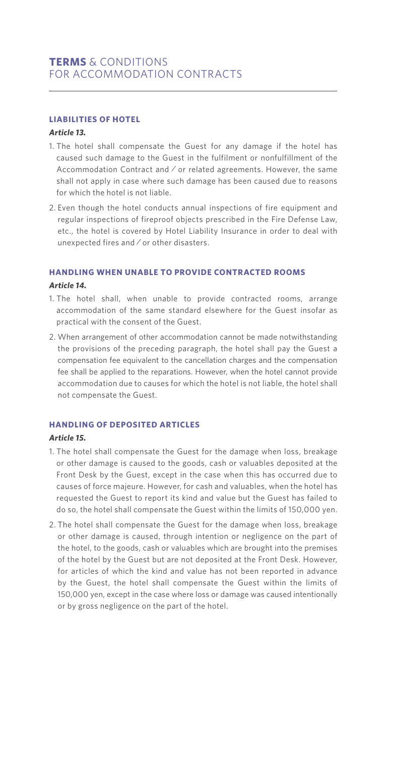# **TERMS** & CONDITIONS FOR ACCOMMODATION CONTRACTS

### LIABILITIES OF HOTEL

***Article 13.***

1. The hotel shall compensate the Guest for any damage if the hotel has caused such damage to the Guest in the fulfilment or nonfulfillment of the Accommodation Contract and / or related agreements. However, the same shall not apply in case where such damage has been caused due to reasons for which the hotel is not liable.
2. Even though the hotel conducts annual inspections of fire equipment and regular inspections of fireproof objects prescribed in the Fire Defense Law, etc., the hotel is covered by Hotel Liability Insurance in order to deal with unexpected fires and / or other disasters.

### HANDLING WHEN UNABLE TO PROVIDE CONTRACTED ROOMS

***Article 14.***

1. The hotel shall, when unable to provide contracted rooms, arrange accommodation of the same standard elsewhere for the Guest insofar as practical with the consent of the Guest.
2. When arrangement of other accommodation cannot be made notwithstanding the provisions of the preceding paragraph, the hotel shall pay the Guest a compensation fee equivalent to the cancellation charges and the compensation fee shall be applied to the reparations. However, when the hotel cannot provide accommodation due to causes for which the hotel is not liable, the hotel shall not compensate the Guest.

### HANDLING OF DEPOSITED ARTICLES

***Article 15.***

1. The hotel shall compensate the Guest for the damage when loss, breakage or other damage is caused to the goods, cash or valuables deposited at the Front Desk by the Guest, except in the case when this has occurred due to causes of force majeure. However, for cash and valuables, when the hotel has requested the Guest to report its kind and value but the Guest has failed to do so, the hotel shall compensate the Guest within the limits of 150,000 yen.
2. The hotel shall compensate the Guest for the damage when loss, breakage or other damage is caused, through intention or negligence on the part of the hotel, to the goods, cash or valuables which are brought into the premises of the hotel by the Guest but are not deposited at the Front Desk. However, for articles of which the kind and value has not been reported in advance by the Guest, the hotel shall compensate the Guest within the limits of 150,000 yen, except in the case where loss or damage was caused intentionally or by gross negligence on the part of the hotel.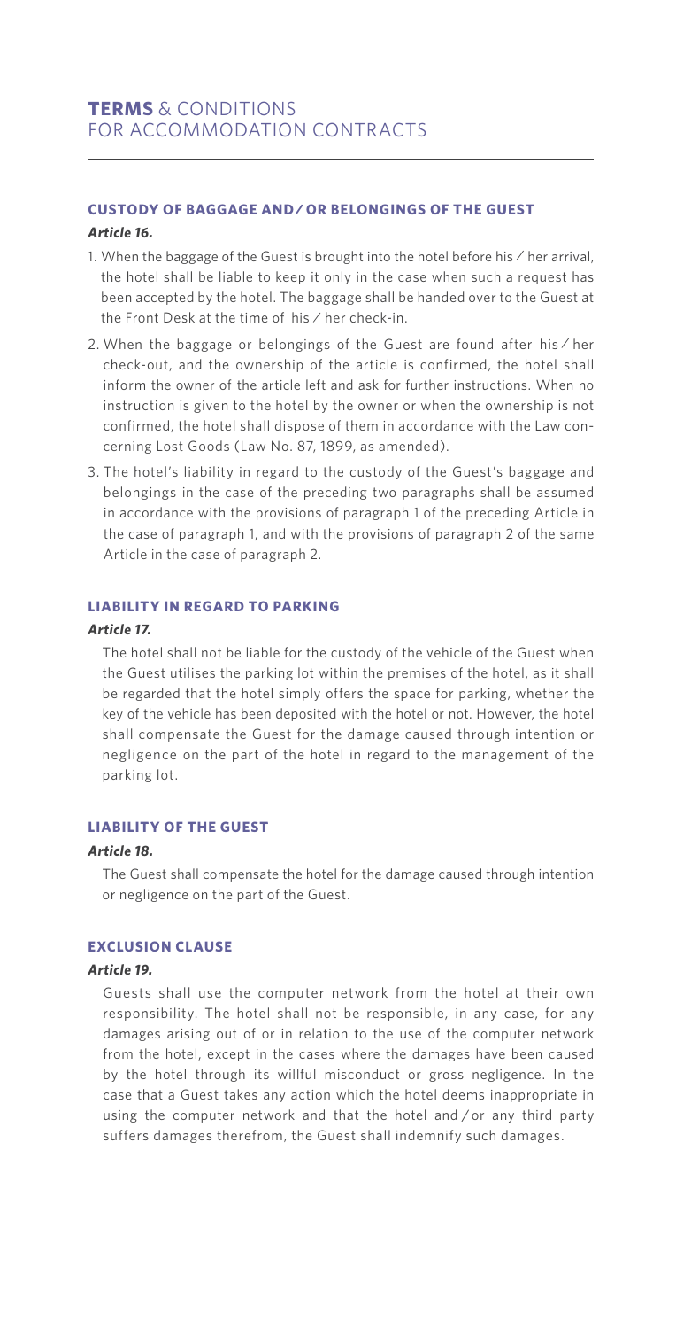# **TERMS** & CONDITIONS FOR ACCOMMODATION CONTRACTS

## **CUSTODY OF BAGGAGE AND / OR BELONGINGS OF THE GUEST**

***Article 16.***

1. When the baggage of the Guest is brought into the hotel before his / her arrival, the hotel shall be liable to keep it only in the case when such a request has been accepted by the hotel. The baggage shall be handed over to the Guest at the Front Desk at the time of his / her check-in.
2. When the baggage or belongings of the Guest are found after his / her check-out, and the ownership of the article is confirmed, the hotel shall inform the owner of the article left and ask for further instructions. When no instruction is given to the hotel by the owner or when the ownership is not confirmed, the hotel shall dispose of them in accordance with the Law concerning Lost Goods (Law No. 87, 1899, as amended).
3. The hotel's liability in regard to the custody of the Guest's baggage and belongings in the case of the preceding two paragraphs shall be assumed in accordance with the provisions of paragraph 1 of the preceding Article in the case of paragraph 1, and with the provisions of paragraph 2 of the same Article in the case of paragraph 2.

## **LIABILITY IN REGARD TO PARKING**

***Article 17.***

The hotel shall not be liable for the custody of the vehicle of the Guest when the Guest utilises the parking lot within the premises of the hotel, as it shall be regarded that the hotel simply offers the space for parking, whether the key of the vehicle has been deposited with the hotel or not. However, the hotel shall compensate the Guest for the damage caused through intention or negligence on the part of the hotel in regard to the management of the parking lot.

## **LIABILITY OF THE GUEST**

***Article 18.***

The Guest shall compensate the hotel for the damage caused through intention or negligence on the part of the Guest.

## **EXCLUSION CLAUSE**

***Article 19.***

Guests shall use the computer network from the hotel at their own responsibility. The hotel shall not be responsible, in any case, for any damages arising out of or in relation to the use of the computer network from the hotel, except in the cases where the damages have been caused by the hotel through its willful misconduct or gross negligence. In the case that a Guest takes any action which the hotel deems inappropriate in using the computer network and that the hotel and / or any third party suffers damages therefrom, the Guest shall indemnify such damages.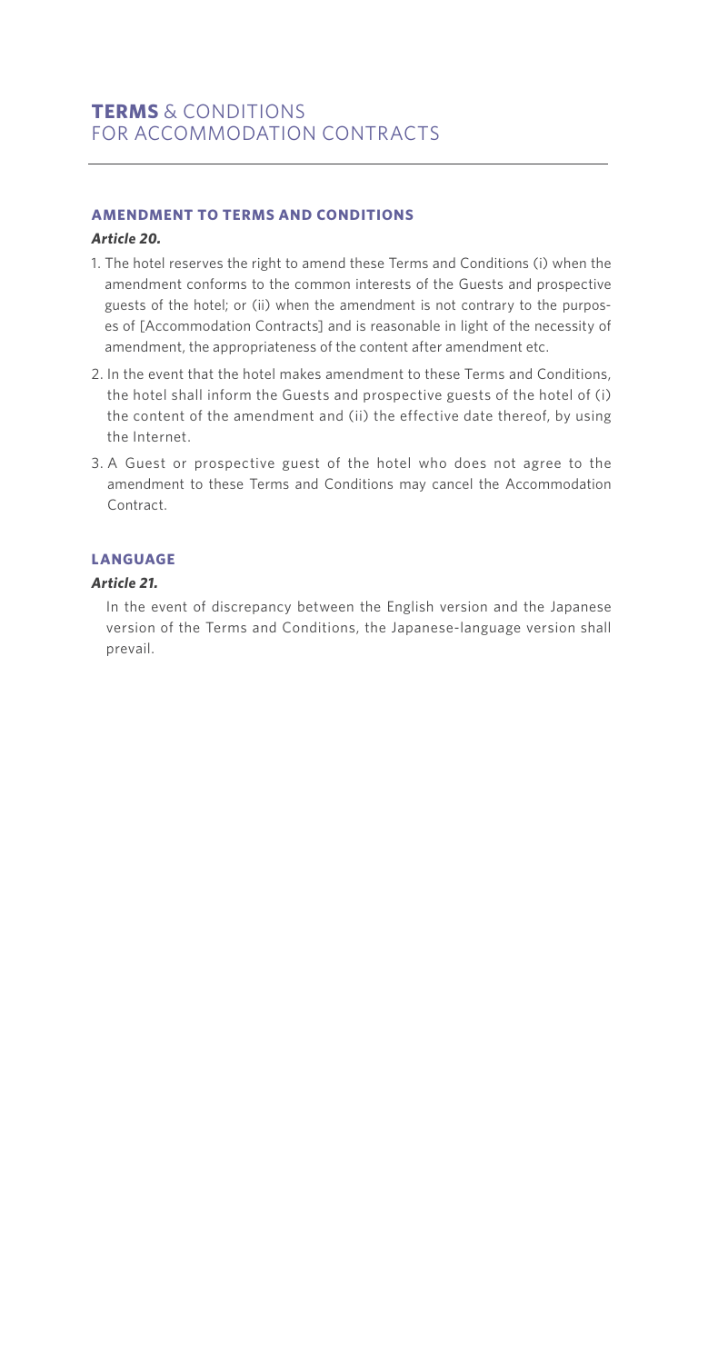## AMENDMENT TO TERMS AND CONDITIONS

***Article 20.***

1. The hotel reserves the right to amend these Terms and Conditions (i) when the amendment conforms to the common interests of the Guests and prospective guests of the hotel; or (ii) when the amendment is not contrary to the purposes of [Accommodation Contracts] and is reasonable in light of the necessity of amendment, the appropriateness of the content after amendment etc.
2. In the event that the hotel makes amendment to these Terms and Conditions, the hotel shall inform the Guests and prospective guests of the hotel of (i) the content of the amendment and (ii) the effective date thereof, by using the Internet.
3. A Guest or prospective guest of the hotel who does not agree to the amendment to these Terms and Conditions may cancel the Accommodation Contract.

## LANGUAGE

***Article 21.***

In the event of discrepancy between the English version and the Japanese version of the Terms and Conditions, the Japanese-language version shall prevail.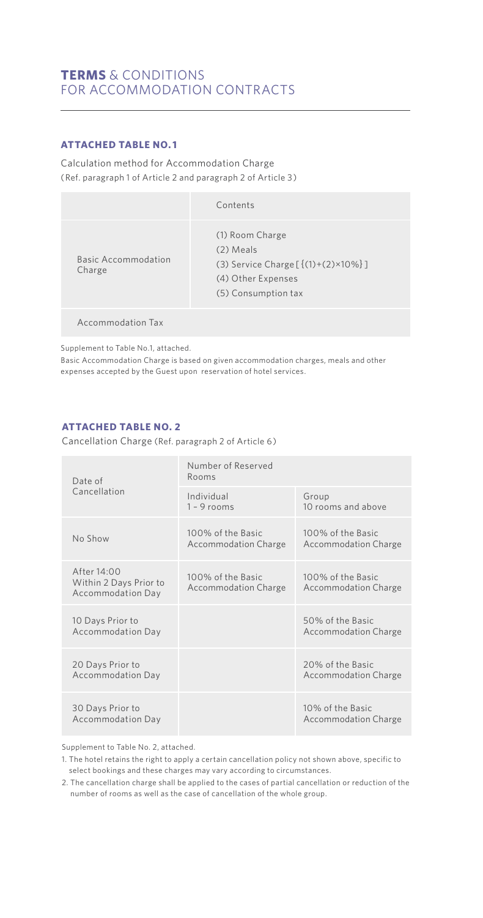# **TERMS** & CONDITIONS FOR ACCOMMODATION CONTRACTS

### **ATTACHED TABLE NO.1**

Calculation method for Accommodation Charge
(Ref. paragraph 1 of Article 2 and paragraph 2 of Article 3)

| | Contents |
|---|---|
| Basic Accommodation Charge | (1) Room Charge<br>(2) Meals<br>(3) Service Charge [{(1)+(2)×10%}]<br>(4) Other Expenses<br>(5) Consumption tax |
| Accommodation Tax | |

Supplement to Table No.1, attached.
Basic Accommodation Charge is based on given accommodation charges, meals and other expenses accepted by the Guest upon reservation of hotel services.

### **ATTACHED TABLE NO. 2**

Cancellation Charge (Ref. paragraph 2 of Article 6)

| Date of Cancellation | Number of Reserved Rooms | |
|---|---|---|
| | Individual 1 - 9 rooms | Group 10 rooms and above |
| No Show | 100% of the Basic Accommodation Charge | 100% of the Basic Accommodation Charge |
| After 14:00 Within 2 Days Prior to Accommodation Day | 100% of the Basic Accommodation Charge | 100% of the Basic Accommodation Charge |
| 10 Days Prior to Accommodation Day | | 50% of the Basic Accommodation Charge |
| 20 Days Prior to Accommodation Day | | 20% of the Basic Accommodation Charge |
| 30 Days Prior to Accommodation Day | | 10% of the Basic Accommodation Charge |

Supplement to Table No. 2, attached.

1. The hotel retains the right to apply a certain cancellation policy not shown above, specific to select bookings and these charges may vary according to circumstances.
2. The cancellation charge shall be applied to the cases of partial cancellation or reduction of the number of rooms as well as the case of cancellation of the whole group.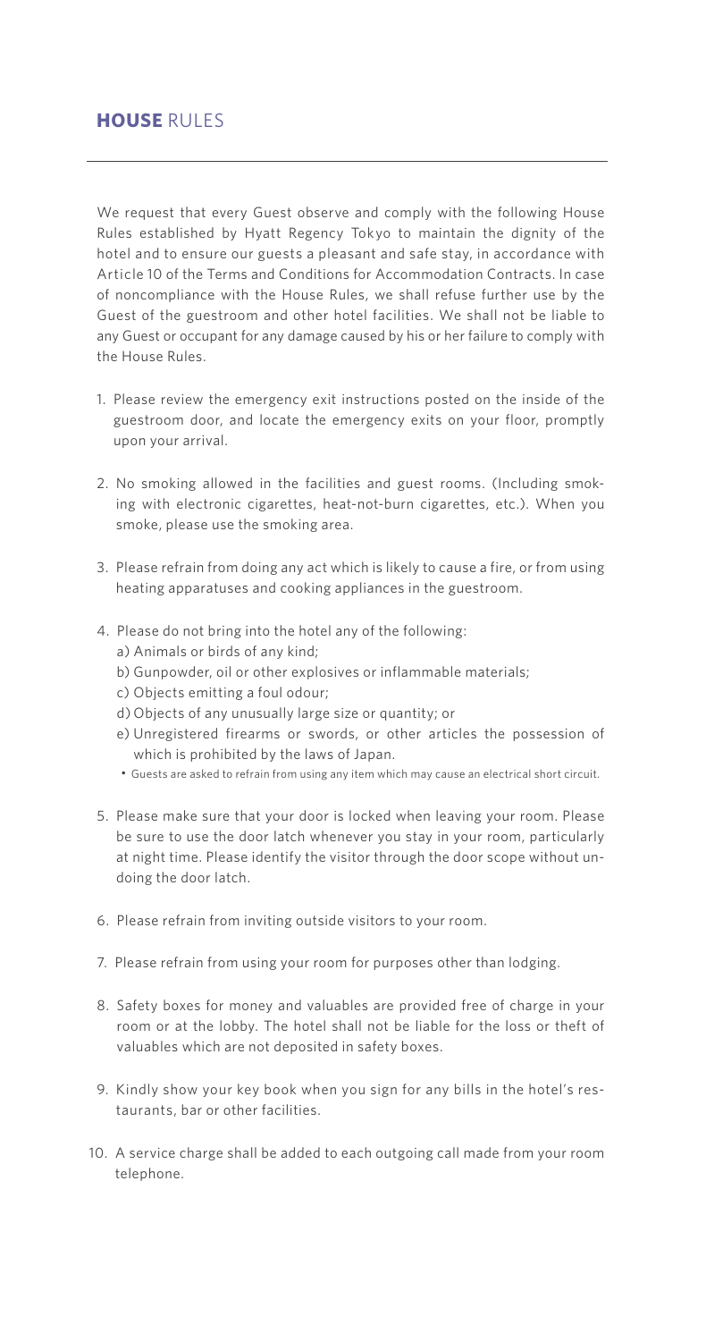## **HOUSE** RULES

We request that every Guest observe and comply with the following House Rules established by Hyatt Regency Tokyo to maintain the dignity of the hotel and to ensure our guests a pleasant and safe stay, in accordance with Article 10 of the Terms and Conditions for Accommodation Contracts. In case of noncompliance with the House Rules, we shall refuse further use by the Guest of the guestroom and other hotel facilities. We shall not be liable to any Guest or occupant for any damage caused by his or her failure to comply with the House Rules.

1. Please review the emergency exit instructions posted on the inside of the guestroom door, and locate the emergency exits on your floor, promptly upon your arrival.

2. No smoking allowed in the facilities and guest rooms. (Including smoking with electronic cigarettes, heat-not-burn cigarettes, etc.). When you smoke, please use the smoking area.

3. Please refrain from doing any act which is likely to cause a fire, or from using heating apparatuses and cooking appliances in the guestroom.

4. Please do not bring into the hotel any of the following:
   a) Animals or birds of any kind;
   b) Gunpowder, oil or other explosives or inflammable materials;
   c) Objects emitting a foul odour;
   d) Objects of any unusually large size or quantity; or
   e) Unregistered firearms or swords, or other articles the possession of which is prohibited by the laws of Japan.
   - Guests are asked to refrain from using any item which may cause an electrical short circuit.

5. Please make sure that your door is locked when leaving your room. Please be sure to use the door latch whenever you stay in your room, particularly at night time. Please identify the visitor through the door scope without undoing the door latch.

6. Please refrain from inviting outside visitors to your room.

7. Please refrain from using your room for purposes other than lodging.

8. Safety boxes for money and valuables are provided free of charge in your room or at the lobby. The hotel shall not be liable for the loss or theft of valuables which are not deposited in safety boxes.

9. Kindly show your key book when you sign for any bills in the hotel's restaurants, bar or other facilities.

10. A service charge shall be added to each outgoing call made from your room telephone.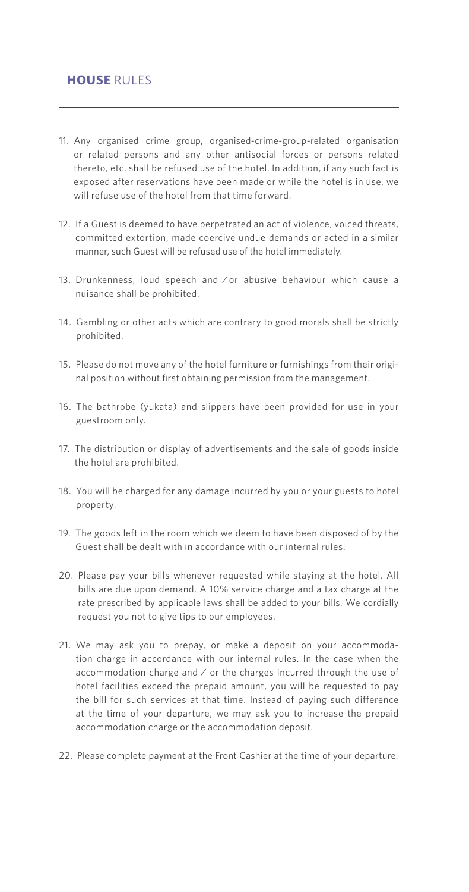## **HOUSE** RULES

11. Any organised crime group, organised-crime-group-related organisation or related persons and any other antisocial forces or persons related thereto, etc. shall be refused use of the hotel. In addition, if any such fact is exposed after reservations have been made or while the hotel is in use, we will refuse use of the hotel from that time forward.

12. If a Guest is deemed to have perpetrated an act of violence, voiced threats, committed extortion, made coercive undue demands or acted in a similar manner, such Guest will be refused use of the hotel immediately.

13. Drunkenness, loud speech and / or abusive behaviour which cause a nuisance shall be prohibited.

14. Gambling or other acts which are contrary to good morals shall be strictly prohibited.

15. Please do not move any of the hotel furniture or furnishings from their original position without first obtaining permission from the management.

16. The bathrobe (yukata) and slippers have been provided for use in your guestroom only.

17. The distribution or display of advertisements and the sale of goods inside the hotel are prohibited.

18. You will be charged for any damage incurred by you or your guests to hotel property.

19. The goods left in the room which we deem to have been disposed of by the Guest shall be dealt with in accordance with our internal rules.

20. Please pay your bills whenever requested while staying at the hotel. All bills are due upon demand. A 10% service charge and a tax charge at the rate prescribed by applicable laws shall be added to your bills. We cordially request you not to give tips to our employees.

21. We may ask you to prepay, or make a deposit on your accommodation charge in accordance with our internal rules. In the case when the accommodation charge and / or the charges incurred through the use of hotel facilities exceed the prepaid amount, you will be requested to pay the bill for such services at that time. Instead of paying such difference at the time of your departure, we may ask you to increase the prepaid accommodation charge or the accommodation deposit.

22. Please complete payment at the Front Cashier at the time of your departure.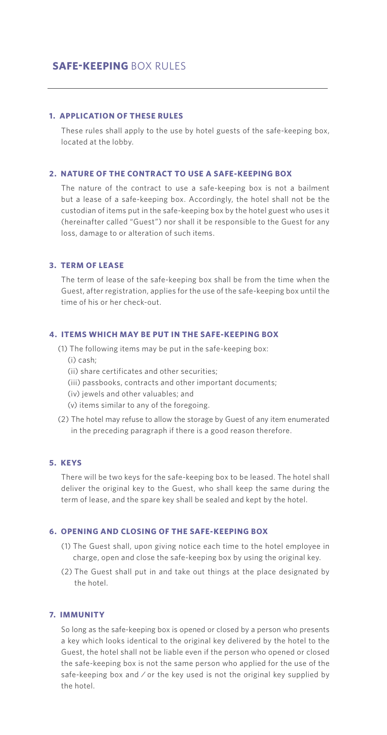# **SAFE-KEEPING** BOX RULES

## 1. APPLICATION OF THESE RULES

These rules shall apply to the use by hotel guests of the safe-keeping box, located at the lobby.

## 2. NATURE OF THE CONTRACT TO USE A SAFE-KEEPING BOX

The nature of the contract to use a safe-keeping box is not a bailment but a lease of a safe-keeping box. Accordingly, the hotel shall not be the custodian of items put in the safe-keeping box by the hotel guest who uses it (hereinafter called "Guest") nor shall it be responsible to the Guest for any loss, damage to or alteration of such items.

## 3. TERM OF LEASE

The term of lease of the safe-keeping box shall be from the time when the Guest, after registration, applies for the use of the safe-keeping box until the time of his or her check-out.

## 4. ITEMS WHICH MAY BE PUT IN THE SAFE-KEEPING BOX

(1) The following items may be put in the safe-keeping box:
- (i) cash;
- (ii) share certificates and other securities;
- (iii) passbooks, contracts and other important documents;
- (iv) jewels and other valuables; and
- (v) items similar to any of the foregoing.

(2) The hotel may refuse to allow the storage by Guest of any item enumerated in the preceding paragraph if there is a good reason therefore.

## 5. KEYS

There will be two keys for the safe-keeping box to be leased. The hotel shall deliver the original key to the Guest, who shall keep the same during the term of lease, and the spare key shall be sealed and kept by the hotel.

## 6. OPENING AND CLOSING OF THE SAFE-KEEPING BOX

(1) The Guest shall, upon giving notice each time to the hotel employee in charge, open and close the safe-keeping box by using the original key.

(2) The Guest shall put in and take out things at the place designated by the hotel.

## 7. IMMUNITY

So long as the safe-keeping box is opened or closed by a person who presents a key which looks identical to the original key delivered by the hotel to the Guest, the hotel shall not be liable even if the person who opened or closed the safe-keeping box is not the same person who applied for the use of the safe-keeping box and / or the key used is not the original key supplied by the hotel.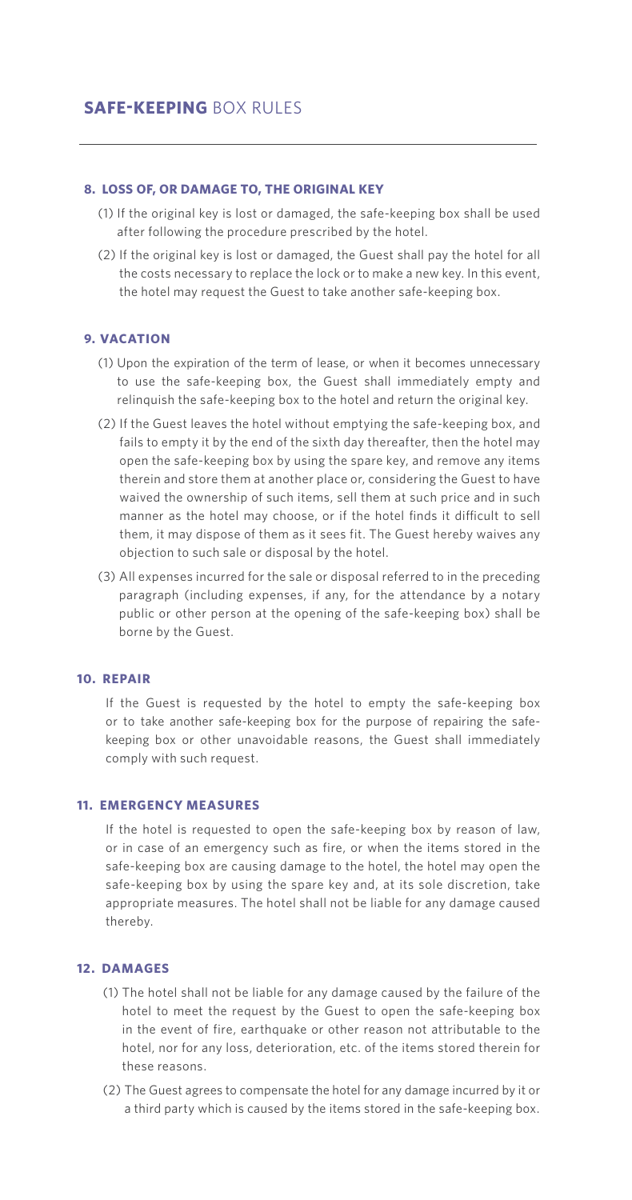## **SAFE-KEEPING** BOX RULES

### 8. LOSS OF, OR DAMAGE TO, THE ORIGINAL KEY

(1) If the original key is lost or damaged, the safe-keeping box shall be used after following the procedure prescribed by the hotel.

(2) If the original key is lost or damaged, the Guest shall pay the hotel for all the costs necessary to replace the lock or to make a new key. In this event, the hotel may request the Guest to take another safe-keeping box.

### 9. VACATION

(1) Upon the expiration of the term of lease, or when it becomes unnecessary to use the safe-keeping box, the Guest shall immediately empty and relinquish the safe-keeping box to the hotel and return the original key.

(2) If the Guest leaves the hotel without emptying the safe-keeping box, and fails to empty it by the end of the sixth day thereafter, then the hotel may open the safe-keeping box by using the spare key, and remove any items therein and store them at another place or, considering the Guest to have waived the ownership of such items, sell them at such price and in such manner as the hotel may choose, or if the hotel finds it difficult to sell them, it may dispose of them as it sees fit. The Guest hereby waives any objection to such sale or disposal by the hotel.

(3) All expenses incurred for the sale or disposal referred to in the preceding paragraph (including expenses, if any, for the attendance by a notary public or other person at the opening of the safe-keeping box) shall be borne by the Guest.

### 10. REPAIR

If the Guest is requested by the hotel to empty the safe-keeping box or to take another safe-keeping box for the purpose of repairing the safe-keeping box or other unavoidable reasons, the Guest shall immediately comply with such request.

### 11. EMERGENCY MEASURES

If the hotel is requested to open the safe-keeping box by reason of law, or in case of an emergency such as fire, or when the items stored in the safe-keeping box are causing damage to the hotel, the hotel may open the safe-keeping box by using the spare key and, at its sole discretion, take appropriate measures. The hotel shall not be liable for any damage caused thereby.

### 12. DAMAGES

(1) The hotel shall not be liable for any damage caused by the failure of the hotel to meet the request by the Guest to open the safe-keeping box in the event of fire, earthquake or other reason not attributable to the hotel, nor for any loss, deterioration, etc. of the items stored therein for these reasons.

(2) The Guest agrees to compensate the hotel for any damage incurred by it or a third party which is caused by the items stored in the safe-keeping box.